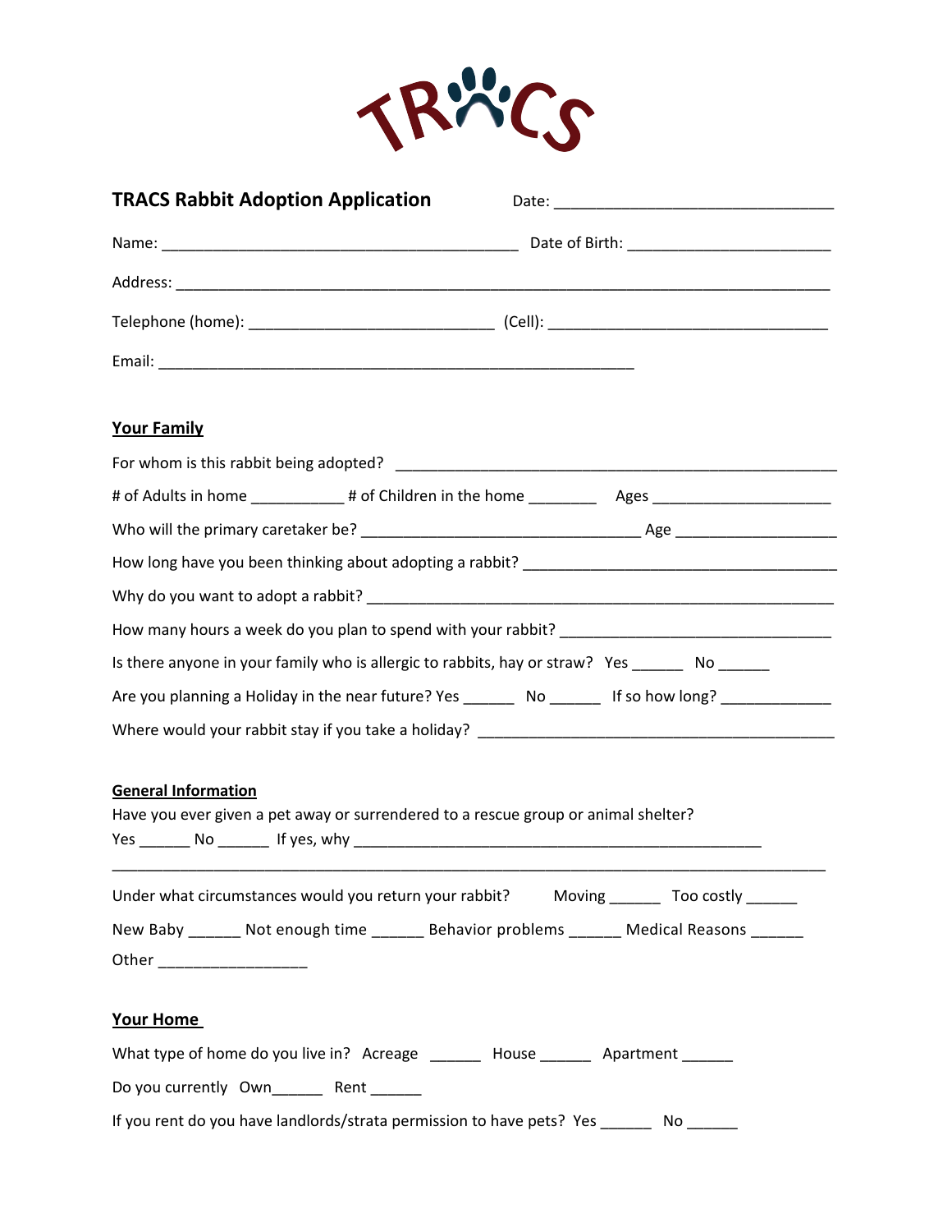# TRACS

## TRACS Rabbit Adoption Application

Date: ________________________________

Name: ________________________________________ Date of Birth: ______________________

Address: __________________________________________________________________________

Telephone (home): ___________________________ (Cell): _______________________________

Email: _____________________________________________________

### Your Family

For whom is this rabbit being adopted? _________________________________________________

# of Adults in home __________ # of Children in the home ________ Ages ____________________

Who will the primary caretaker be? ________________________________ Age __________________

How long have you been thinking about adopting a rabbit? ___________________________________

Why do you want to adopt a rabbit? ____________________________________________________

How many hours a week do you plan to spend with your rabbit? ______________________________

Is there anyone in your family who is allergic to rabbits, hay or straw? Yes ______ No ______

Are you planning a Holiday in the near future? Yes ______ No ______ If so how long? ____________

Where would your rabbit stay if you take a holiday? ________________________________________

### General Information

Have you ever given a pet away or surrendered to a rescue group or animal shelter?

Yes ______ No ______ If yes, why _______________________________________________

__________________________________________________________________________________

Under what circumstances would you return your rabbit? Moving ______ Too costly ______

New Baby ______ Not enough time ______ Behavior problems ______ Medical Reasons ______

Other _________________

### Your Home

What type of home do you live in? Acreage ______ House ______ Apartment ______

Do you currently Own______ Rent ______

If you rent do you have landlords/strata permission to have pets? Yes ______ No ______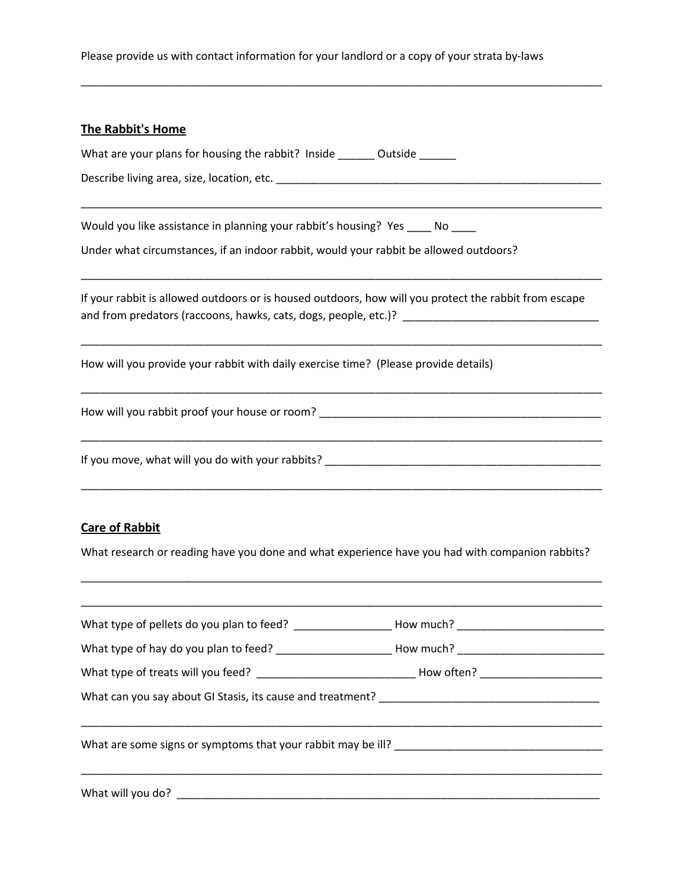Please provide us with contact information for your landlord or a copy of your strata by-laws

_______________________________________________________________________________

## The Rabbit's Home

What are your plans for housing the rabbit? Inside ______ Outside ______

Describe living area, size, location, etc. _______________________________________________

_______________________________________________________________________________

Would you like assistance in planning your rabbit's housing? Yes ____ No ____

Under what circumstances, if an indoor rabbit, would your rabbit be allowed outdoors?

_______________________________________________________________________________

If your rabbit is allowed outdoors or is housed outdoors, how will you protect the rabbit from escape and from predators (raccoons, hawks, cats, dogs, people, etc.)? ______________________________

_______________________________________________________________________________

How will you provide your rabbit with daily exercise time? (Please provide details)

_______________________________________________________________________________

How will you rabbit proof your house or room? ___________________________________________

_______________________________________________________________________________

If you move, what will you do with your rabbits? _________________________________________

_______________________________________________________________________________

## Care of Rabbit

What research or reading have you done and what experience have you had with companion rabbits?

_______________________________________________________________________________

_______________________________________________________________________________

What type of pellets do you plan to feed? ________________ How much? ________________________

What type of hay do you plan to feed? ___________________ How much? ________________________

What type of treats will you feed? __________________________ How often? ___________________

What can you say about GI Stasis, its cause and treatment? ___________________________________

_______________________________________________________________________________

What are some signs or symptoms that your rabbit may be ill? _________________________________

_______________________________________________________________________________

What will you do? _______________________________________________________________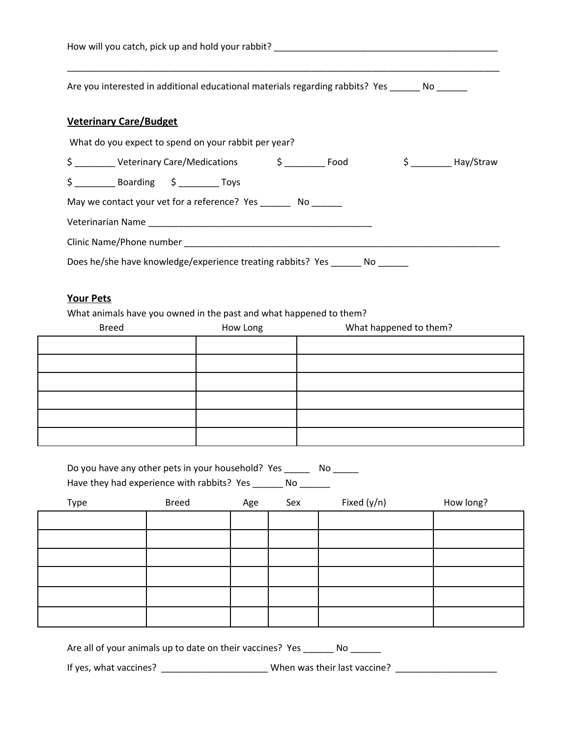How will you catch, pick up and hold your rabbit? _____________________________________________

__________________________________________________________________________________________

Are you interested in additional educational materials regarding rabbits? Yes ______ No ______

## Veterinary Care/Budget

What do you expect to spend on your rabbit per year?

$ ________ Veterinary Care/Medications $ ________ Food $ ________ Hay/Straw

$ ________ Boarding $ ________ Toys

May we contact your vet for a reference? Yes ______ No ______

Veterinarian Name ______________________________________________

Clinic Name/Phone number __________________________________________________________________

Does he/she have knowledge/experience treating rabbits? Yes ______ No ______

## Your Pets

What animals have you owned in the past and what happened to them?

| Breed | How Long | What happened to them? |
|---|---|---|
| | | |
| | | |
| | | |
| | | |
| | | |
| | | |

Do you have any other pets in your household? Yes _____ No _____

Have they had experience with rabbits? Yes ______ No ______

| Type | Breed | Age | Sex | Fixed (y/n) | How long? |
|---|---|---|---|---|---|
| | | | | | |
| | | | | | |
| | | | | | |
| | | | | | |
| | | | | | |
| | | | | | |

Are all of your animals up to date on their vaccines? Yes ______ No ______

If yes, what vaccines? _____________________ When was their last vaccine? ____________________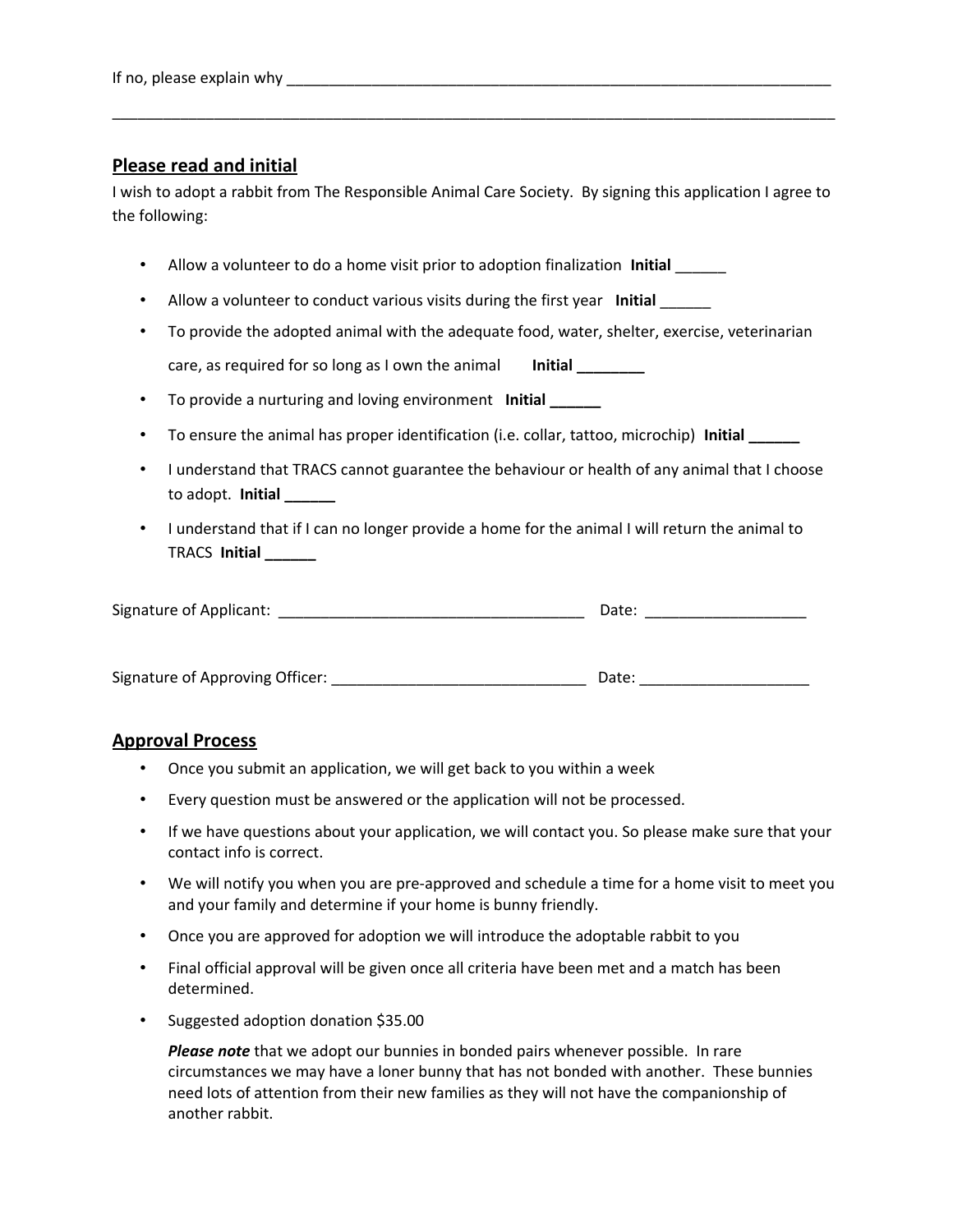If no, please explain why ______________________________________________________________________

________________________________________________________________________________________

## Please read and initial

I wish to adopt a rabbit from The Responsible Animal Care Society. By signing this application I agree to the following:

- Allow a volunteer to do a home visit prior to adoption finalization **Initial** ______
- Allow a volunteer to conduct various visits during the first year **Initial** ______
- To provide the adopted animal with the adequate food, water, shelter, exercise, veterinarian care, as required for so long as I own the animal **Initial ________**
- To provide a nurturing and loving environment **Initial ______**
- To ensure the animal has proper identification (i.e. collar, tattoo, microchip) **Initial ______**
- I understand that TRACS cannot guarantee the behaviour or health of any animal that I choose to adopt. **Initial ______**
- I understand that if I can no longer provide a home for the animal I will return the animal to TRACS **Initial ______**

Signature of Applicant: ____________________________________ Date: ___________________

Signature of Approving Officer: ______________________________ Date: ____________________

## Approval Process

- Once you submit an application, we will get back to you within a week
- Every question must be answered or the application will not be processed.
- If we have questions about your application, we will contact you. So please make sure that your contact info is correct.
- We will notify you when you are pre-approved and schedule a time for a home visit to meet you and your family and determine if your home is bunny friendly.
- Once you are approved for adoption we will introduce the adoptable rabbit to you
- Final official approval will be given once all criteria have been met and a match has been determined.
- Suggested adoption donation $35.00

  ***Please note*** that we adopt our bunnies in bonded pairs whenever possible. In rare circumstances we may have a loner bunny that has not bonded with another. These bunnies need lots of attention from their new families as they will not have the companionship of another rabbit.